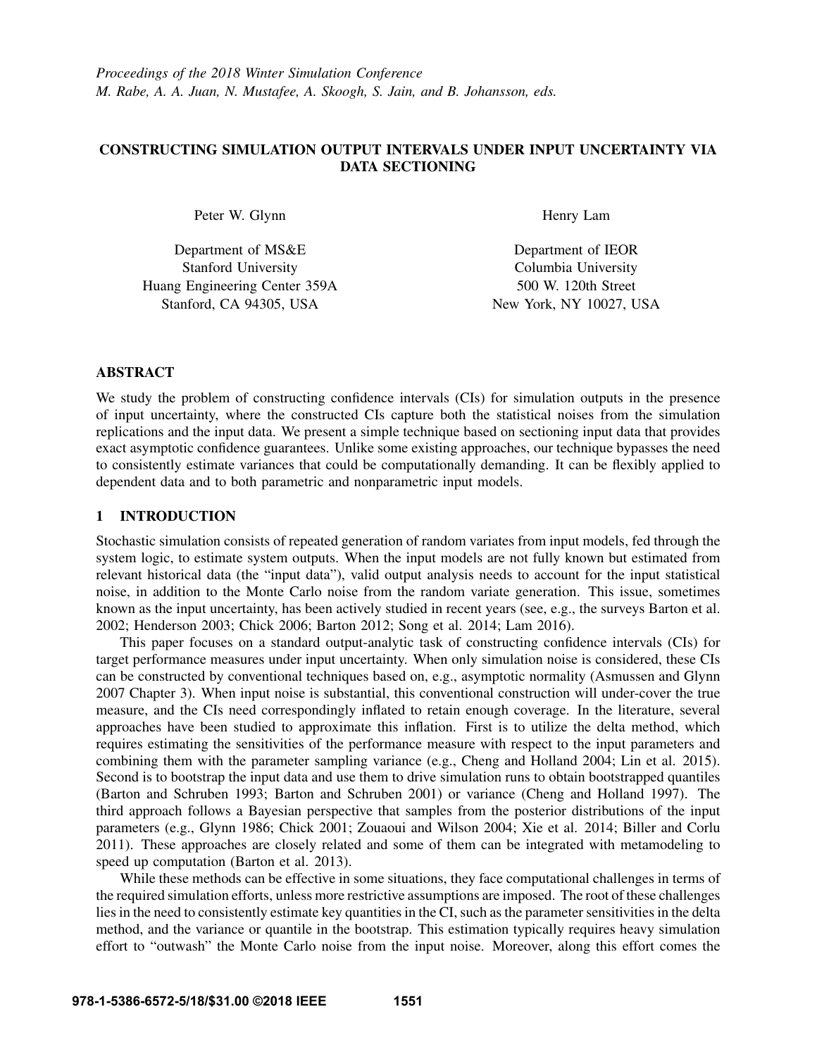*Proceedings of the 2018 Winter Simulation Conference*
*M. Rabe, A. A. Juan, N. Mustafee, A. Skoogh, S. Jain, and B. Johansson, eds.*

# CONSTRUCTING SIMULATION OUTPUT INTERVALS UNDER INPUT UNCERTAINTY VIA DATA SECTIONING

Peter W. Glynn

Department of MS&E
Stanford University
Huang Engineering Center 359A
Stanford, CA 94305, USA

Henry Lam

Department of IEOR
Columbia University
500 W. 120th Street
New York, NY 10027, USA

## ABSTRACT

We study the problem of constructing confidence intervals (CIs) for simulation outputs in the presence of input uncertainty, where the constructed CIs capture both the statistical noises from the simulation replications and the input data. We present a simple technique based on sectioning input data that provides exact asymptotic confidence guarantees. Unlike some existing approaches, our technique bypasses the need to consistently estimate variances that could be computationally demanding. It can be flexibly applied to dependent data and to both parametric and nonparametric input models.

## 1 INTRODUCTION

Stochastic simulation consists of repeated generation of random variates from input models, fed through the system logic, to estimate system outputs. When the input models are not fully known but estimated from relevant historical data (the "input data"), valid output analysis needs to account for the input statistical noise, in addition to the Monte Carlo noise from the random variate generation. This issue, sometimes known as the input uncertainty, has been actively studied in recent years (see, e.g., the surveys Barton et al. 2002; Henderson 2003; Chick 2006; Barton 2012; Song et al. 2014; Lam 2016).

This paper focuses on a standard output-analytic task of constructing confidence intervals (CIs) for target performance measures under input uncertainty. When only simulation noise is considered, these CIs can be constructed by conventional techniques based on, e.g., asymptotic normality (Asmussen and Glynn 2007 Chapter 3). When input noise is substantial, this conventional construction will under-cover the true measure, and the CIs need correspondingly inflated to retain enough coverage. In the literature, several approaches have been studied to approximate this inflation. First is to utilize the delta method, which requires estimating the sensitivities of the performance measure with respect to the input parameters and combining them with the parameter sampling variance (e.g., Cheng and Holland 2004; Lin et al. 2015). Second is to bootstrap the input data and use them to drive simulation runs to obtain bootstrapped quantiles (Barton and Schruben 1993; Barton and Schruben 2001) or variance (Cheng and Holland 1997). The third approach follows a Bayesian perspective that samples from the posterior distributions of the input parameters (e.g., Glynn 1986; Chick 2001; Zouaoui and Wilson 2004; Xie et al. 2014; Biller and Corlu 2011). These approaches are closely related and some of them can be integrated with metamodeling to speed up computation (Barton et al. 2013).

While these methods can be effective in some situations, they face computational challenges in terms of the required simulation efforts, unless more restrictive assumptions are imposed. The root of these challenges lies in the need to consistently estimate key quantities in the CI, such as the parameter sensitivities in the delta method, and the variance or quantile in the bootstrap. This estimation typically requires heavy simulation effort to "outwash" the Monte Carlo noise from the input noise. Moreover, along this effort comes the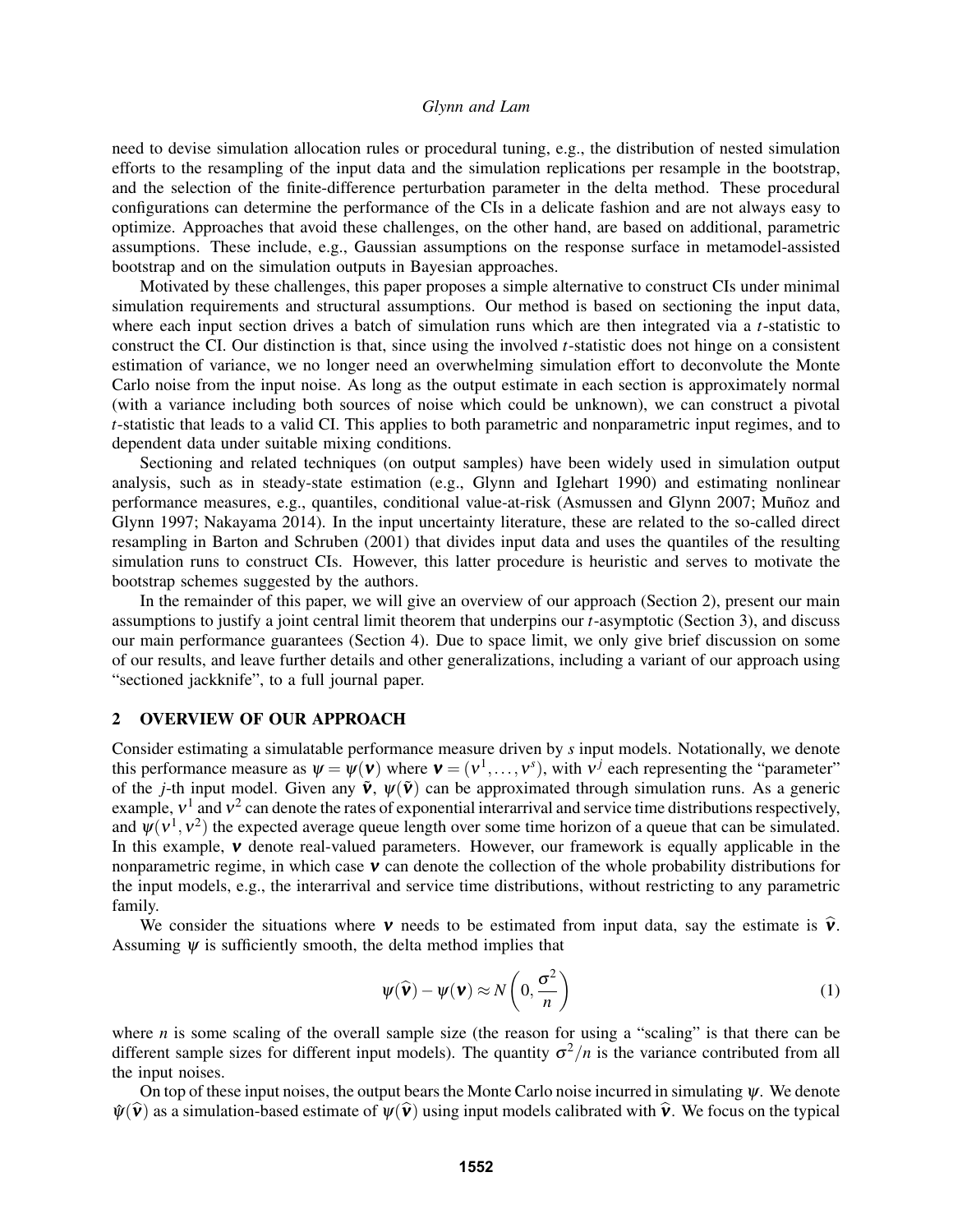need to devise simulation allocation rules or procedural tuning, e.g., the distribution of nested simulation efforts to the resampling of the input data and the simulation replications per resample in the bootstrap, and the selection of the finite-difference perturbation parameter in the delta method. These procedural configurations can determine the performance of the CIs in a delicate fashion and are not always easy to optimize. Approaches that avoid these challenges, on the other hand, are based on additional, parametric assumptions. These include, e.g., Gaussian assumptions on the response surface in metamodel-assisted bootstrap and on the simulation outputs in Bayesian approaches.

Motivated by these challenges, this paper proposes a simple alternative to construct CIs under minimal simulation requirements and structural assumptions. Our method is based on sectioning the input data, where each input section drives a batch of simulation runs which are then integrated via a $t$-statistic to construct the CI. Our distinction is that, since using the involved $t$-statistic does not hinge on a consistent estimation of variance, we no longer need an overwhelming simulation effort to deconvolute the Monte Carlo noise from the input noise. As long as the output estimate in each section is approximately normal (with a variance including both sources of noise which could be unknown), we can construct a pivotal $t$-statistic that leads to a valid CI. This applies to both parametric and nonparametric input regimes, and to dependent data under suitable mixing conditions.

Sectioning and related techniques (on output samples) have been widely used in simulation output analysis, such as in steady-state estimation (e.g., Glynn and Iglehart 1990) and estimating nonlinear performance measures, e.g., quantiles, conditional value-at-risk (Asmussen and Glynn 2007; Muñoz and Glynn 1997; Nakayama 2014). In the input uncertainty literature, these are related to the so-called direct resampling in Barton and Schruben (2001) that divides input data and uses the quantiles of the resulting simulation runs to construct CIs. However, this latter procedure is heuristic and serves to motivate the bootstrap schemes suggested by the authors.

In the remainder of this paper, we will give an overview of our approach (Section 2), present our main assumptions to justify a joint central limit theorem that underpins our $t$-asymptotic (Section 3), and discuss our main performance guarantees (Section 4). Due to space limit, we only give brief discussion on some of our results, and leave further details and other generalizations, including a variant of our approach using "sectioned jackknife", to a full journal paper.

## 2 OVERVIEW OF OUR APPROACH

Consider estimating a simulatable performance measure driven by $s$ input models. Notationally, we denote this performance measure as $\psi = \psi(\boldsymbol{\nu})$ where $\boldsymbol{\nu} = (\nu^1, \ldots, \nu^s)$, with $\nu^j$ each representing the "parameter" of the $j$-th input model. Given any $\tilde{\boldsymbol{\nu}}$, $\psi(\tilde{\boldsymbol{\nu}})$ can be approximated through simulation runs. As a generic example, $\nu^1$ and $\nu^2$ can denote the rates of exponential interarrival and service time distributions respectively, and $\psi(\nu^1, \nu^2)$ the expected average queue length over some time horizon of a queue that can be simulated. In this example, $\boldsymbol{\nu}$ denote real-valued parameters. However, our framework is equally applicable in the nonparametric regime, in which case $\boldsymbol{\nu}$ can denote the collection of the whole probability distributions for the input models, e.g., the interarrival and service time distributions, without restricting to any parametric family.

We consider the situations where $\boldsymbol{\nu}$ needs to be estimated from input data, say the estimate is $\widehat{\boldsymbol{\nu}}$. Assuming $\psi$ is sufficiently smooth, the delta method implies that

$$\psi(\widehat{\boldsymbol{\nu}}) - \psi(\boldsymbol{\nu}) \approx N\left(0, \frac{\sigma^2}{n}\right) \tag{1}$$

where $n$ is some scaling of the overall sample size (the reason for using a "scaling" is that there can be different sample sizes for different input models). The quantity $\sigma^2/n$ is the variance contributed from all the input noises.

On top of these input noises, the output bears the Monte Carlo noise incurred in simulating $\psi$. We denote $\hat{\psi}(\widehat{\boldsymbol{\nu}})$ as a simulation-based estimate of $\psi(\widehat{\boldsymbol{\nu}})$ using input models calibrated with $\widehat{\boldsymbol{\nu}}$. We focus on the typical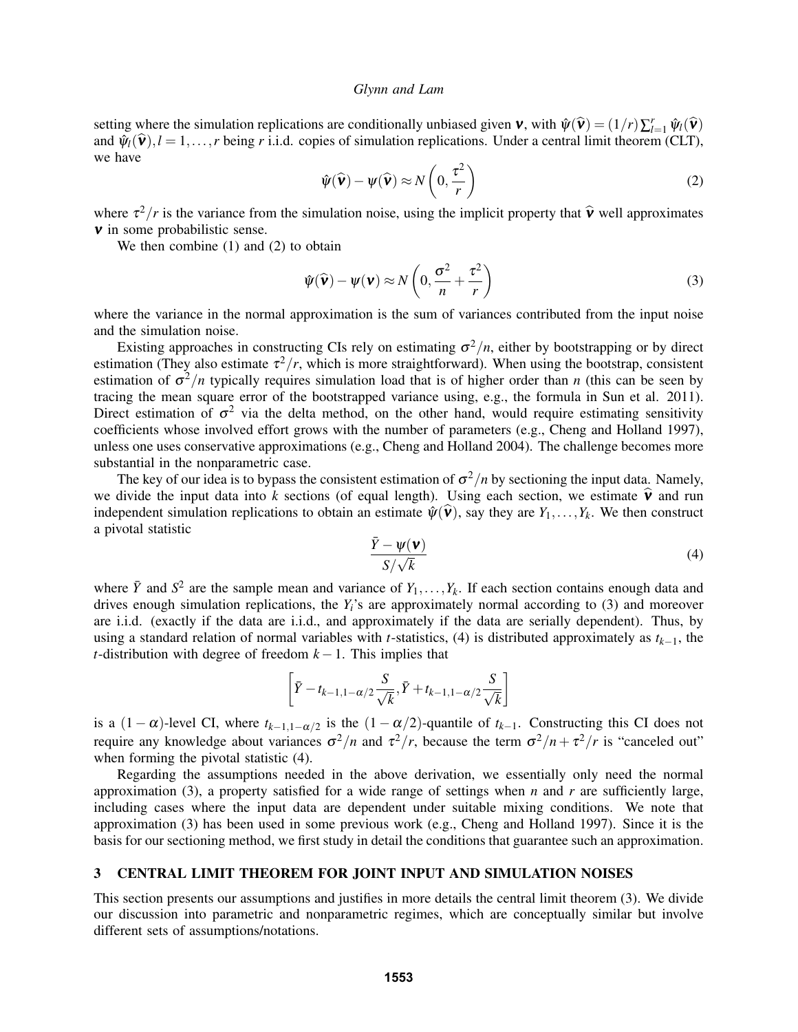setting where the simulation replications are conditionally unbiased given $\boldsymbol{\nu}$, with $\hat{\psi}(\widehat{\boldsymbol{\nu}}) = (1/r)\sum_{l=1}^{r} \hat{\psi}_l(\widehat{\boldsymbol{\nu}})$ and $\hat{\psi}_l(\widehat{\boldsymbol{\nu}}), l = 1,\ldots,r$ being $r$ i.i.d. copies of simulation replications. Under a central limit theorem (CLT), we have

$$\hat{\psi}(\widehat{\boldsymbol{\nu}}) - \psi(\widehat{\boldsymbol{\nu}}) \approx N\left(0, \frac{\tau^2}{r}\right) \tag{2}$$

where $\tau^2/r$ is the variance from the simulation noise, using the implicit property that $\widehat{\boldsymbol{\nu}}$ well approximates $\boldsymbol{\nu}$ in some probabilistic sense.

We then combine (1) and (2) to obtain

$$\hat{\psi}(\widehat{\boldsymbol{\nu}}) - \psi(\boldsymbol{\nu}) \approx N\left(0, \frac{\sigma^2}{n} + \frac{\tau^2}{r}\right) \tag{3}$$

where the variance in the normal approximation is the sum of variances contributed from the input noise and the simulation noise.

Existing approaches in constructing CIs rely on estimating $\sigma^2/n$, either by bootstrapping or by direct estimation (They also estimate $\tau^2/r$, which is more straightforward). When using the bootstrap, consistent estimation of $\sigma^2/n$ typically requires simulation load that is of higher order than $n$ (this can be seen by tracing the mean square error of the bootstrapped variance using, e.g., the formula in Sun et al. 2011). Direct estimation of $\sigma^2$ via the delta method, on the other hand, would require estimating sensitivity coefficients whose involved effort grows with the number of parameters (e.g., Cheng and Holland 1997), unless one uses conservative approximations (e.g., Cheng and Holland 2004). The challenge becomes more substantial in the nonparametric case.

The key of our idea is to bypass the consistent estimation of $\sigma^2/n$ by sectioning the input data. Namely, we divide the input data into $k$ sections (of equal length). Using each section, we estimate $\widehat{\boldsymbol{\nu}}$ and run independent simulation replications to obtain an estimate $\hat{\psi}(\widehat{\boldsymbol{\nu}})$, say they are $Y_1,\ldots,Y_k$. We then construct a pivotal statistic

$$\frac{\bar{Y} - \psi(\boldsymbol{\nu})}{S/\sqrt{k}} \tag{4}$$

where $\bar{Y}$ and $S^2$ are the sample mean and variance of $Y_1,\ldots,Y_k$. If each section contains enough data and drives enough simulation replications, the $Y_i$'s are approximately normal according to (3) and moreover are i.i.d. (exactly if the data are i.i.d., and approximately if the data are serially dependent). Thus, by using a standard relation of normal variables with $t$-statistics, (4) is distributed approximately as $t_{k-1}$, the $t$-distribution with degree of freedom $k-1$. This implies that

$$\left[\bar{Y} - t_{k-1,1-\alpha/2}\frac{S}{\sqrt{k}}, \bar{Y} + t_{k-1,1-\alpha/2}\frac{S}{\sqrt{k}}\right]$$

is a $(1-\alpha)$-level CI, where $t_{k-1,1-\alpha/2}$ is the $(1-\alpha/2)$-quantile of $t_{k-1}$. Constructing this CI does not require any knowledge about variances $\sigma^2/n$ and $\tau^2/r$, because the term $\sigma^2/n + \tau^2/r$ is "canceled out" when forming the pivotal statistic (4).

Regarding the assumptions needed in the above derivation, we essentially only need the normal approximation (3), a property satisfied for a wide range of settings when $n$ and $r$ are sufficiently large, including cases where the input data are dependent under suitable mixing conditions. We note that approximation (3) has been used in some previous work (e.g., Cheng and Holland 1997). Since it is the basis for our sectioning method, we first study in detail the conditions that guarantee such an approximation.

## 3 CENTRAL LIMIT THEOREM FOR JOINT INPUT AND SIMULATION NOISES

This section presents our assumptions and justifies in more details the central limit theorem (3). We divide our discussion into parametric and nonparametric regimes, which are conceptually similar but involve different sets of assumptions/notations.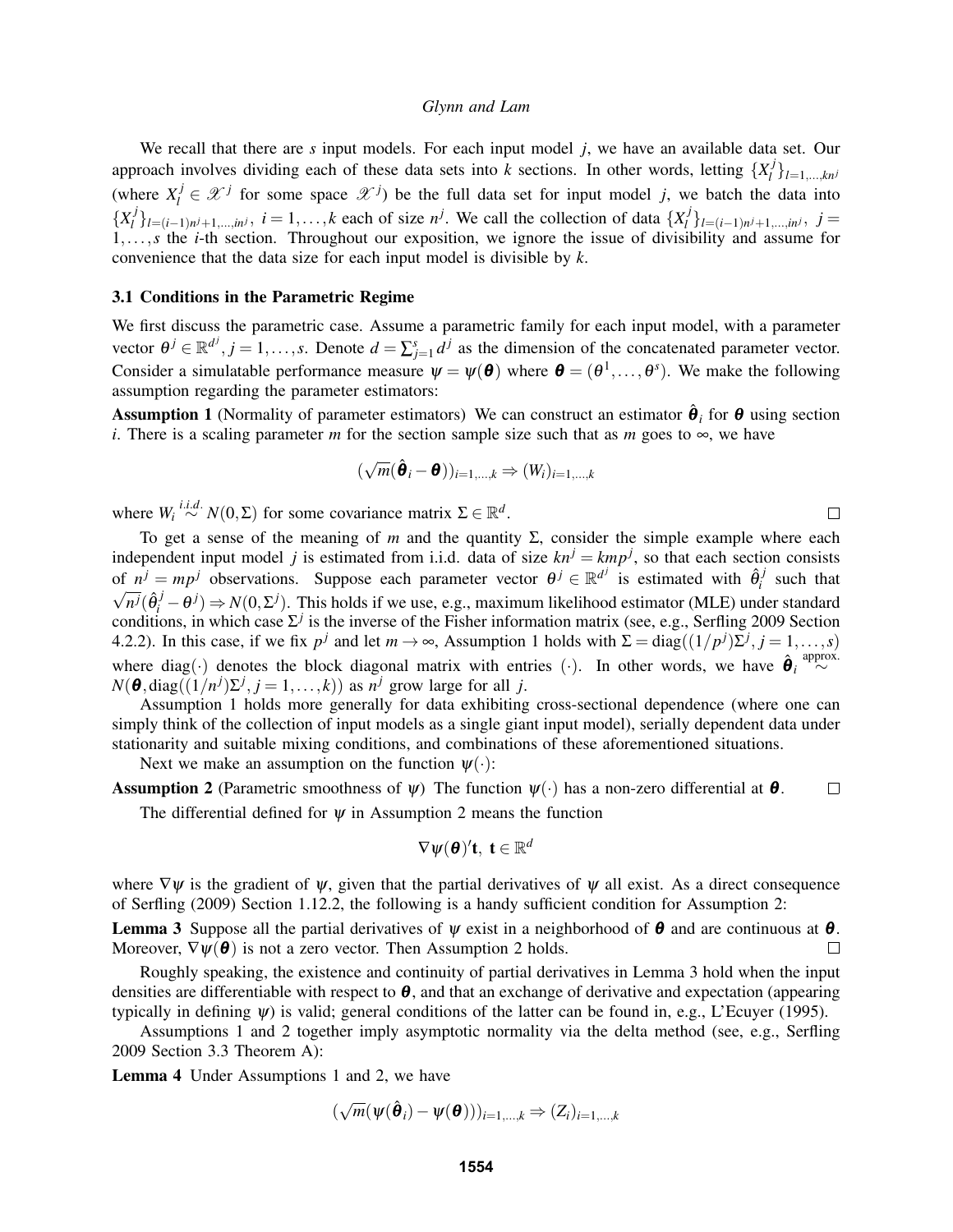We recall that there are $s$ input models. For each input model $j$, we have an available data set. Our approach involves dividing each of these data sets into $k$ sections. In other words, letting $\{X_l^j\}_{l=1,\dots,kn^j}$ (where $X_l^j \in \mathscr{X}^j$ for some space $\mathscr{X}^j$) be the full data set for input model $j$, we batch the data into $\{X_l^j\}_{l=(i-1)n^j+1,\dots,in^j}$, $i=1,\dots,k$ each of size $n^j$. We call the collection of data $\{X_l^j\}_{l=(i-1)n^j+1,\dots,in^j}$, $j=1,\dots,s$ the $i$-th section. Throughout our exposition, we ignore the issue of divisibility and assume for convenience that the data size for each input model is divisible by $k$.

### 3.1 Conditions in the Parametric Regime

We first discuss the parametric case. Assume a parametric family for each input model, with a parameter vector $\theta^j \in \mathbb{R}^{d^j}$, $j=1,\dots,s$. Denote $d=\sum_{j=1}^s d^j$ as the dimension of the concatenated parameter vector. Consider a simulatable performance measure $\psi=\psi(\boldsymbol{\theta})$ where $\boldsymbol{\theta}=(\theta^1,\dots,\theta^s)$. We make the following assumption regarding the parameter estimators:

**Assumption 1** (Normality of parameter estimators) We can construct an estimator $\hat{\boldsymbol{\theta}}_i$ for $\boldsymbol{\theta}$ using section $i$. There is a scaling parameter $m$ for the section sample size such that as $m$ goes to $\infty$, we have

$$(\sqrt{m}(\hat{\boldsymbol{\theta}}_i-\boldsymbol{\theta}))_{i=1,\dots,k} \Rightarrow (W_i)_{i=1,\dots,k}$$

where $W_i \stackrel{i.i.d.}{\sim} N(0,\Sigma)$ for some covariance matrix $\Sigma \in \mathbb{R}^d$. □

To get a sense of the meaning of $m$ and the quantity $\Sigma$, consider the simple example where each independent input model $j$ is estimated from i.i.d. data of size $kn^j = kmp^j$, so that each section consists of $n^j = mp^j$ observations. Suppose each parameter vector $\theta^j \in \mathbb{R}^{d^j}$ is estimated with $\hat{\theta}_i^j$ such that $\sqrt{n^j}(\hat{\theta}_i^j-\theta^j) \Rightarrow N(0,\Sigma^j)$. This holds if we use, e.g., maximum likelihood estimator (MLE) under standard conditions, in which case $\Sigma^j$ is the inverse of the Fisher information matrix (see, e.g., Serfling 2009 Section 4.2.2). In this case, if we fix $p^j$ and let $m\to\infty$, Assumption 1 holds with $\Sigma=\mathrm{diag}((1/p^j)\Sigma^j, j=1,\dots,s)$ where $\mathrm{diag}(\cdot)$ denotes the block diagonal matrix with entries $(\cdot)$. In other words, we have $\hat{\boldsymbol{\theta}}_i \stackrel{\text{approx.}}{\sim} N(\boldsymbol{\theta}, \mathrm{diag}((1/n^j)\Sigma^j, j=1,\dots,k))$ as $n^j$ grow large for all $j$.

Assumption 1 holds more generally for data exhibiting cross-sectional dependence (where one can simply think of the collection of input models as a single giant input model), serially dependent data under stationarity and suitable mixing conditions, and combinations of these aforementioned situations.

Next we make an assumption on the function $\psi(\cdot)$:

**Assumption 2** (Parametric smoothness of $\psi$) The function $\psi(\cdot)$ has a non-zero differential at $\boldsymbol{\theta}$. □

The differential defined for $\psi$ in Assumption 2 means the function

$$\nabla\psi(\boldsymbol{\theta})'\mathbf{t},\ \mathbf{t}\in\mathbb{R}^d$$

where $\nabla\psi$ is the gradient of $\psi$, given that the partial derivatives of $\psi$ all exist. As a direct consequence of Serfling (2009) Section 1.12.2, the following is a handy sufficient condition for Assumption 2:

**Lemma 3** Suppose all the partial derivatives of $\psi$ exist in a neighborhood of $\boldsymbol{\theta}$ and are continuous at $\boldsymbol{\theta}$. Moreover, $\nabla\psi(\boldsymbol{\theta})$ is not a zero vector. Then Assumption 2 holds. □

Roughly speaking, the existence and continuity of partial derivatives in Lemma 3 hold when the input densities are differentiable with respect to $\boldsymbol{\theta}$, and that an exchange of derivative and expectation (appearing typically in defining $\psi$) is valid; general conditions of the latter can be found in, e.g., L'Ecuyer (1995).

Assumptions 1 and 2 together imply asymptotic normality via the delta method (see, e.g., Serfling 2009 Section 3.3 Theorem A):

**Lemma 4** Under Assumptions 1 and 2, we have

$$(\sqrt{m}(\psi(\hat{\boldsymbol{\theta}}_i)-\psi(\boldsymbol{\theta})))_{i=1,\dots,k} \Rightarrow (Z_i)_{i=1,\dots,k}$$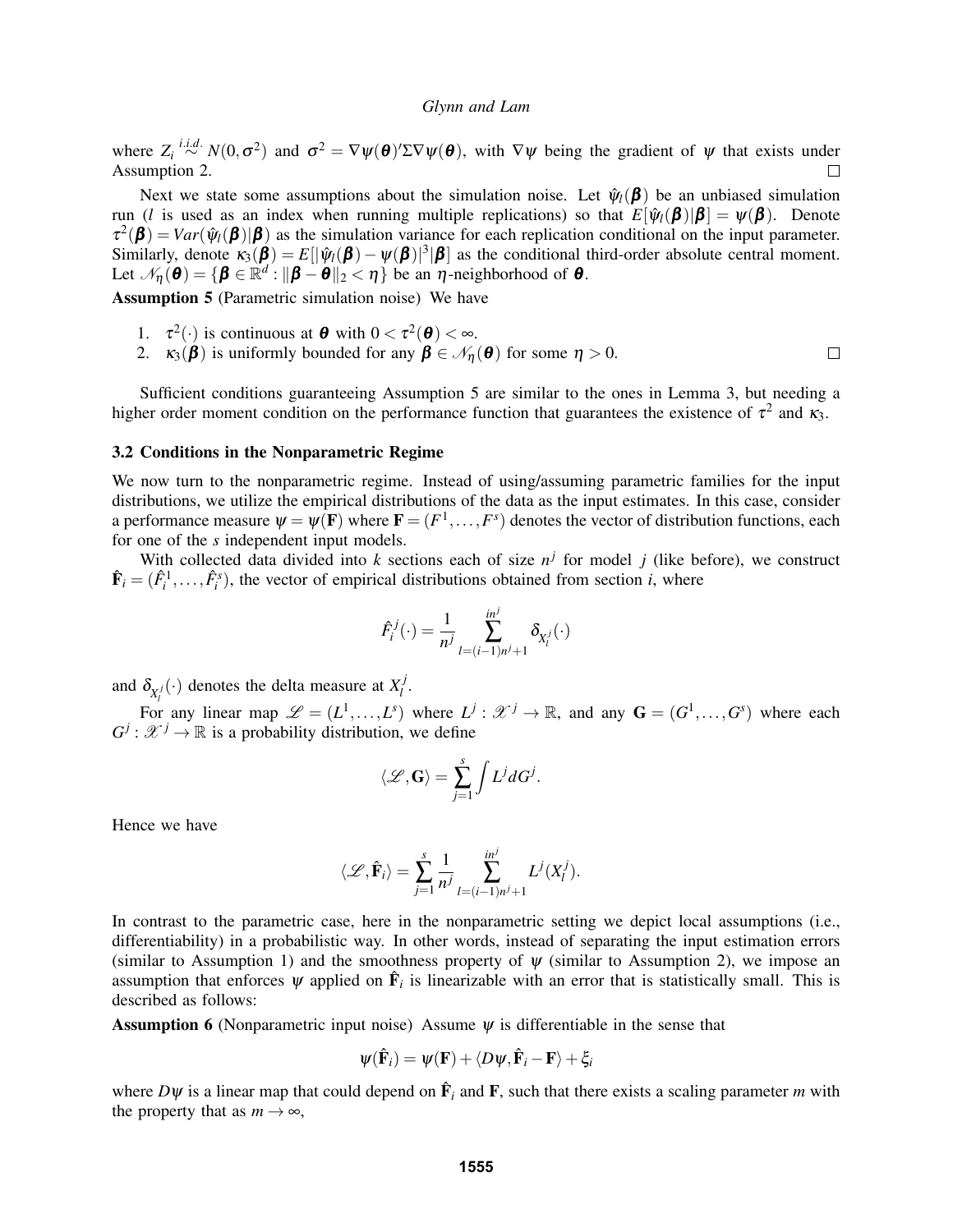where $Z_i \overset{i.i.d.}{\sim} N(0,\sigma^2)$ and $\sigma^2 = \nabla\psi(\boldsymbol{\theta})'\Sigma\nabla\psi(\boldsymbol{\theta})$, with $\nabla\psi$ being the gradient of $\psi$ that exists under Assumption 2. □

Next we state some assumptions about the simulation noise. Let $\hat{\psi}_l(\boldsymbol{\beta})$ be an unbiased simulation run ($l$ is used as an index when running multiple replications) so that $E[\hat{\psi}_l(\boldsymbol{\beta})|\boldsymbol{\beta}] = \psi(\boldsymbol{\beta})$. Denote $\tau^2(\boldsymbol{\beta}) = Var(\hat{\psi}_l(\boldsymbol{\beta})|\boldsymbol{\beta})$ as the simulation variance for each replication conditional on the input parameter. Similarly, denote $\kappa_3(\boldsymbol{\beta}) = E[|\hat{\psi}_l(\boldsymbol{\beta}) - \psi(\boldsymbol{\beta})|^3|\boldsymbol{\beta}]$ as the conditional third-order absolute central moment. Let $\mathcal{N}_\eta(\boldsymbol{\theta}) = \{\boldsymbol{\beta} \in \mathbb{R}^d : \|\boldsymbol{\beta} - \boldsymbol{\theta}\|_2 < \eta\}$ be an $\eta$-neighborhood of $\boldsymbol{\theta}$.

**Assumption 5** (Parametric simulation noise) We have

1. $\tau^2(\cdot)$ is continuous at $\boldsymbol{\theta}$ with $0 < \tau^2(\boldsymbol{\theta}) < \infty$.
2. $\kappa_3(\boldsymbol{\beta})$ is uniformly bounded for any $\boldsymbol{\beta} \in \mathcal{N}_\eta(\boldsymbol{\theta})$ for some $\eta > 0$. □

Sufficient conditions guaranteeing Assumption 5 are similar to the ones in Lemma 3, but needing a higher order moment condition on the performance function that guarantees the existence of $\tau^2$ and $\kappa_3$.

### 3.2 Conditions in the Nonparametric Regime

We now turn to the nonparametric regime. Instead of using/assuming parametric families for the input distributions, we utilize the empirical distributions of the data as the input estimates. In this case, consider a performance measure $\psi = \psi(\mathbf{F})$ where $\mathbf{F} = (F^1, \ldots, F^s)$ denotes the vector of distribution functions, each for one of the $s$ independent input models.

With collected data divided into $k$ sections each of size $n^j$ for model $j$ (like before), we construct $\hat{\mathbf{F}}_i = (\hat{F}_i^1, \ldots, \hat{F}_i^s)$, the vector of empirical distributions obtained from section $i$, where

$$\hat{F}_i^j(\cdot) = \frac{1}{n^j} \sum_{l=(i-1)n^j+1}^{in^j} \delta_{X_l^j}(\cdot)$$

and $\delta_{X_l^j}(\cdot)$ denotes the delta measure at $X_l^j$.

For any linear map $\mathscr{L} = (L^1, \ldots, L^s)$ where $L^j : \mathscr{X}^j \to \mathbb{R}$, and any $\mathbf{G} = (G^1, \ldots, G^s)$ where each $G^j : \mathscr{X}^j \to \mathbb{R}$ is a probability distribution, we define

$$\langle \mathscr{L}, \mathbf{G} \rangle = \sum_{j=1}^{s} \int L^j dG^j.$$

Hence we have

$$\langle \mathscr{L}, \hat{\mathbf{F}}_i \rangle = \sum_{j=1}^{s} \frac{1}{n^j} \sum_{l=(i-1)n^j+1}^{in^j} L^j(X_l^j).$$

In contrast to the parametric case, here in the nonparametric setting we depict local assumptions (i.e., differentiability) in a probabilistic way. In other words, instead of separating the input estimation errors (similar to Assumption 1) and the smoothness property of $\psi$ (similar to Assumption 2), we impose an assumption that enforces $\psi$ applied on $\hat{\mathbf{F}}_i$ is linearizable with an error that is statistically small. This is described as follows:

**Assumption 6** (Nonparametric input noise) Assume $\psi$ is differentiable in the sense that

$$\psi(\hat{\mathbf{F}}_i) = \psi(\mathbf{F}) + \langle D\psi, \hat{\mathbf{F}}_i - \mathbf{F} \rangle + \xi_i$$

where $D\psi$ is a linear map that could depend on $\hat{\mathbf{F}}_i$ and $\mathbf{F}$, such that there exists a scaling parameter $m$ with the property that as $m \to \infty$,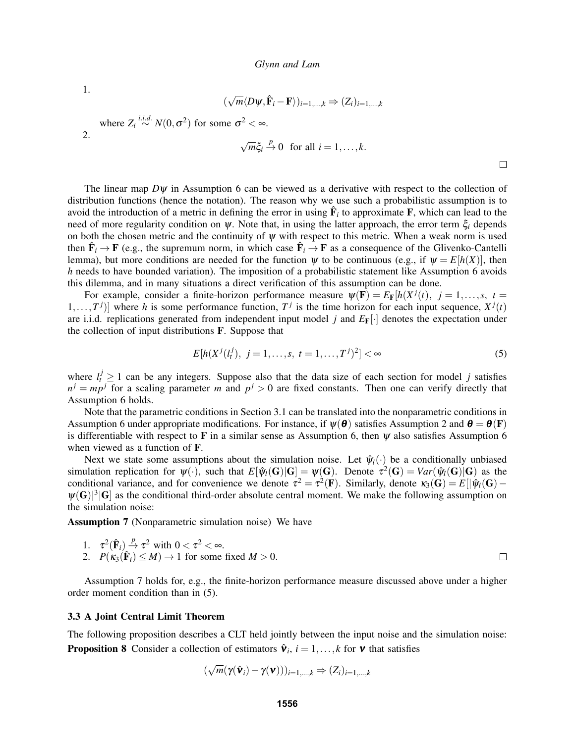1.
$$(\sqrt{m}\langle D\psi, \hat{\mathbf{F}}_i - \mathbf{F}\rangle)_{i=1,\ldots,k} \Rightarrow (Z_i)_{i=1,\ldots,k}$$

where $Z_i \overset{i.i.d.}{\sim} N(0,\sigma^2)$ for some $\sigma^2 < \infty$.

2.
$$\sqrt{m}\xi_i \overset{p}{\to} 0 \quad \text{for all } i = 1,\ldots,k.$$

□

The linear map $D\psi$ in Assumption 6 can be viewed as a derivative with respect to the collection of distribution functions (hence the notation). The reason why we use such a probabilistic assumption is to avoid the introduction of a metric in defining the error in using $\hat{\mathbf{F}}_i$ to approximate $\mathbf{F}$, which can lead to the need of more regularity condition on $\psi$. Note that, in using the latter approach, the error term $\xi_i$ depends on both the chosen metric and the continuity of $\psi$ with respect to this metric. When a weak norm is used then $\hat{\mathbf{F}}_i \to \mathbf{F}$ (e.g., the supremum norm, in which case $\hat{\mathbf{F}}_i \to \mathbf{F}$ as a consequence of the Glivenko-Cantelli lemma), but more conditions are needed for the function $\psi$ to be continuous (e.g., if $\psi = E[h(X)]$, then $h$ needs to have bounded variation). The imposition of a probabilistic statement like Assumption 6 avoids this dilemma, and in many situations a direct verification of this assumption can be done.

For example, consider a finite-horizon performance measure $\psi(\mathbf{F}) = E_{\mathbf{F}}[h(X^j(t),\ j=1,\ldots,s,\ t=1,\ldots,T^j)]$ where $h$ is some performance function, $T^j$ is the time horizon for each input sequence, $X^j(t)$ are i.i.d. replications generated from independent input model $j$ and $E_{\mathbf{F}}[\cdot]$ denotes the expectation under the collection of input distributions $\mathbf{F}$. Suppose that

$$E[h(X^j(l_t^j),\ j=1,\ldots,s,\ t=1,\ldots,T^j)^2] < \infty \tag{5}$$

where $l_t^j \geq 1$ can be any integers. Suppose also that the data size of each section for model $j$ satisfies $n^j = mp^j$ for a scaling parameter $m$ and $p^j > 0$ are fixed constants. Then one can verify directly that Assumption 6 holds.

Note that the parametric conditions in Section 3.1 can be translated into the nonparametric conditions in Assumption 6 under appropriate modifications. For instance, if $\psi(\boldsymbol{\theta})$ satisfies Assumption 2 and $\boldsymbol{\theta} = \boldsymbol{\theta}(\mathbf{F})$ is differentiable with respect to $\mathbf{F}$ in a similar sense as Assumption 6, then $\psi$ also satisfies Assumption 6 when viewed as a function of $\mathbf{F}$.

Next we state some assumptions about the simulation noise. Let $\hat{\psi}_l(\cdot)$ be a conditionally unbiased simulation replication for $\psi(\cdot)$, such that $E[\hat{\psi}_l(\mathbf{G})|\mathbf{G}] = \psi(\mathbf{G})$. Denote $\tau^2(\mathbf{G}) = Var(\hat{\psi}_l(\mathbf{G})|\mathbf{G})$ as the conditional variance, and for convenience we denote $\tau^2 = \tau^2(\mathbf{F})$. Similarly, denote $\kappa_3(\mathbf{G}) = E[|\hat{\psi}_l(\mathbf{G}) - \psi(\mathbf{G})|^3|\mathbf{G}]$ as the conditional third-order absolute central moment. We make the following assumption on the simulation noise:

**Assumption 7** (Nonparametric simulation noise) We have

1. $\tau^2(\hat{\mathbf{F}}_i) \overset{p}{\to} \tau^2$ with $0 < \tau^2 < \infty$.
2. $P(\kappa_3(\hat{\mathbf{F}}_i) \leq M) \to 1$ for some fixed $M > 0$.

□

Assumption 7 holds for, e.g., the finite-horizon performance measure discussed above under a higher order moment condition than in (5).

### 3.3 A Joint Central Limit Theorem

The following proposition describes a CLT held jointly between the input noise and the simulation noise:

**Proposition 8** Consider a collection of estimators $\hat{\boldsymbol{\nu}}_i$, $i = 1,\ldots,k$ for $\boldsymbol{\nu}$ that satisfies

$$(\sqrt{m}(\gamma(\hat{\boldsymbol{\nu}}_i) - \gamma(\boldsymbol{\nu})))_{i=1,\ldots,k} \Rightarrow (Z_i)_{i=1,\ldots,k}$$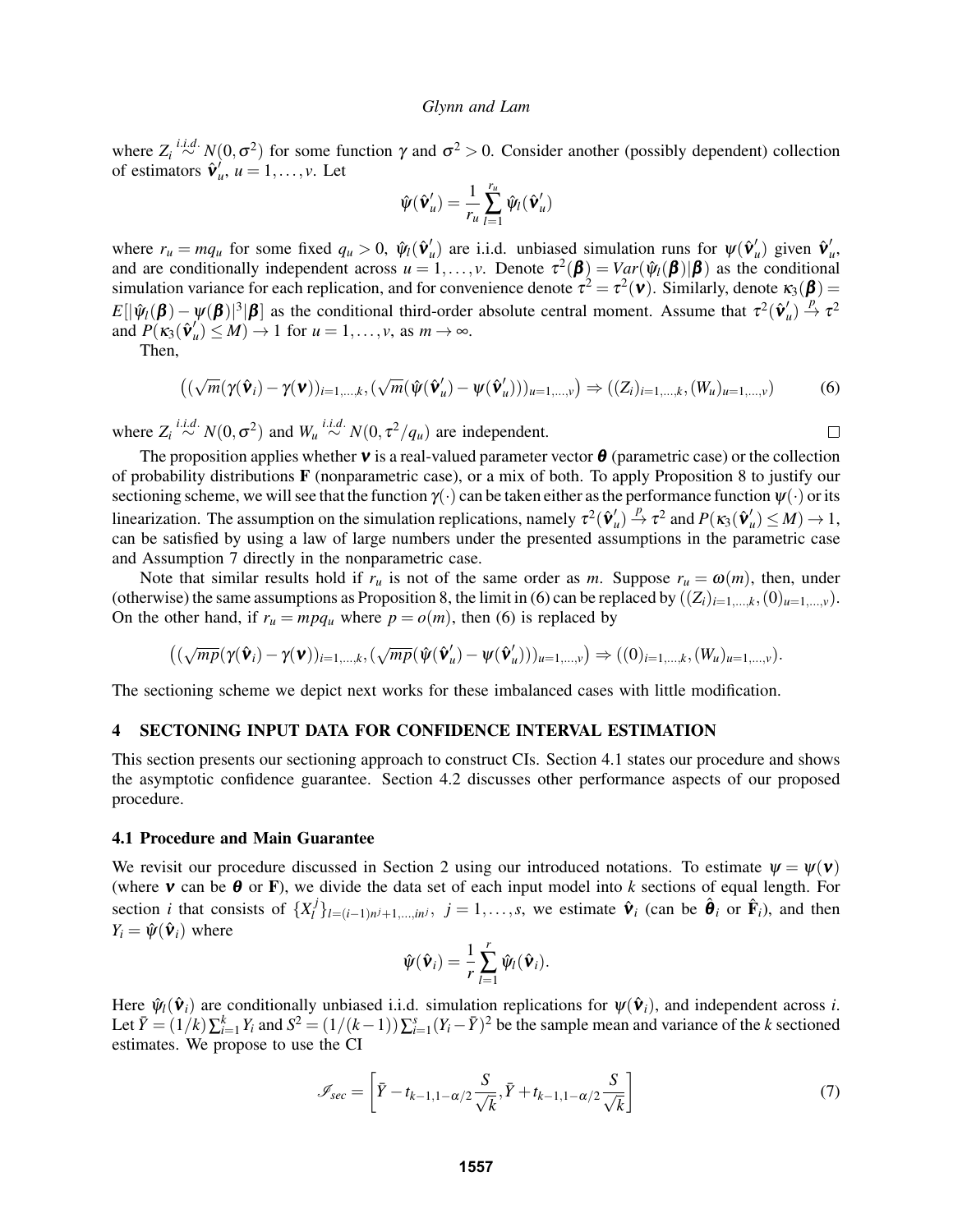where $Z_i \overset{i.i.d.}{\sim} N(0, \sigma^2)$ for some function $\gamma$ and $\sigma^2 > 0$. Consider another (possibly dependent) collection of estimators $\hat{\boldsymbol{\nu}}'_u$, $u = 1, \ldots, v$. Let

$$\hat{\psi}(\hat{\boldsymbol{\nu}}'_u) = \frac{1}{r_u} \sum_{l=1}^{r_u} \hat{\psi}_l(\hat{\boldsymbol{\nu}}'_u)$$

where $r_u = mq_u$ for some fixed $q_u > 0$, $\hat{\psi}_l(\hat{\boldsymbol{\nu}}'_u)$ are i.i.d. unbiased simulation runs for $\psi(\hat{\boldsymbol{\nu}}'_u)$ given $\hat{\boldsymbol{\nu}}'_u$, and are conditionally independent across $u = 1, \ldots, v$. Denote $\tau^2(\boldsymbol{\beta}) = Var(\hat{\psi}_l(\boldsymbol{\beta})|\boldsymbol{\beta})$ as the conditional simulation variance for each replication, and for convenience denote $\tau^2 = \tau^2(\boldsymbol{\nu})$. Similarly, denote $\kappa_3(\boldsymbol{\beta}) = E[|\hat{\psi}_l(\boldsymbol{\beta}) - \psi(\boldsymbol{\beta})|^3|\boldsymbol{\beta}]$ as the conditional third-order absolute central moment. Assume that $\tau^2(\hat{\boldsymbol{\nu}}'_u) \overset{p}{\to} \tau^2$ and $P(\kappa_3(\hat{\boldsymbol{\nu}}'_u) \leq M) \to 1$ for $u = 1, \ldots, v$, as $m \to \infty$.

Then,

$$\left((\sqrt{m}(\gamma(\hat{\boldsymbol{\nu}}_i) - \gamma(\boldsymbol{\nu}))_{i=1,\ldots,k}, (\sqrt{m}(\hat{\psi}(\hat{\boldsymbol{\nu}}'_u) - \psi(\hat{\boldsymbol{\nu}}'_u)))_{u=1,\ldots,v}\right) \Rightarrow ((Z_i)_{i=1,\ldots,k}, (W_u)_{u=1,\ldots,v}) \tag{6}$$

where $Z_i \overset{i.i.d.}{\sim} N(0, \sigma^2)$ and $W_u \overset{i.i.d.}{\sim} N(0, \tau^2/q_u)$ are independent. □

The proposition applies whether $\boldsymbol{\nu}$ is a real-valued parameter vector $\boldsymbol{\theta}$ (parametric case) or the collection of probability distributions $\mathbf{F}$ (nonparametric case), or a mix of both. To apply Proposition 8 to justify our sectioning scheme, we will see that the function $\gamma(\cdot)$ can be taken either as the performance function $\psi(\cdot)$ or its linearization. The assumption on the simulation replications, namely $\tau^2(\hat{\boldsymbol{\nu}}'_u) \overset{p}{\to} \tau^2$ and $P(\kappa_3(\hat{\boldsymbol{\nu}}'_u) \leq M) \to 1$, can be satisfied by using a law of large numbers under the presented assumptions in the parametric case and Assumption 7 directly in the nonparametric case.

Note that similar results hold if $r_u$ is not of the same order as $m$. Suppose $r_u = \omega(m)$, then, under (otherwise) the same assumptions as Proposition 8, the limit in (6) can be replaced by $((Z_i)_{i=1,\ldots,k}, (0)_{u=1,\ldots,v})$. On the other hand, if $r_u = mpq_u$ where $p = o(m)$, then (6) is replaced by

$$\left((\sqrt{mp}(\gamma(\hat{\boldsymbol{\nu}}_i) - \gamma(\boldsymbol{\nu}))_{i=1,\ldots,k}, (\sqrt{mp}(\hat{\psi}(\hat{\boldsymbol{\nu}}'_u) - \psi(\hat{\boldsymbol{\nu}}'_u)))_{u=1,\ldots,v}\right) \Rightarrow ((0)_{i=1,\ldots,k}, (W_u)_{u=1,\ldots,v}).$$

The sectioning scheme we depict next works for these imbalanced cases with little modification.

## 4 SECTONING INPUT DATA FOR CONFIDENCE INTERVAL ESTIMATION

This section presents our sectioning approach to construct CIs. Section 4.1 states our procedure and shows the asymptotic confidence guarantee. Section 4.2 discusses other performance aspects of our proposed procedure.

### 4.1 Procedure and Main Guarantee

We revisit our procedure discussed in Section 2 using our introduced notations. To estimate $\psi = \psi(\boldsymbol{\nu})$ (where $\boldsymbol{\nu}$ can be $\boldsymbol{\theta}$ or $\mathbf{F}$), we divide the data set of each input model into $k$ sections of equal length. For section $i$ that consists of $\{X_l^j\}_{l=(i-1)n^j+1,\ldots,in^j}$, $j = 1, \ldots, s$, we estimate $\hat{\boldsymbol{\nu}}_i$ (can be $\hat{\boldsymbol{\theta}}_i$ or $\hat{\mathbf{F}}_i$), and then $Y_i = \hat{\psi}(\hat{\boldsymbol{\nu}}_i)$ where

$$\hat{\psi}(\hat{\boldsymbol{\nu}}_i) = \frac{1}{r} \sum_{l=1}^{r} \hat{\psi}_l(\hat{\boldsymbol{\nu}}_i).$$

Here $\hat{\psi}_l(\hat{\boldsymbol{\nu}}_i)$ are conditionally unbiased i.i.d. simulation replications for $\psi(\hat{\boldsymbol{\nu}}_i)$, and independent across $i$. Let $\bar{Y} = (1/k)\sum_{i=1}^k Y_i$ and $S^2 = (1/(k-1))\sum_{i=1}^s (Y_i - \bar{Y})^2$ be the sample mean and variance of the $k$ sectioned estimates. We propose to use the CI

$$\mathscr{I}_{sec} = \left[\bar{Y} - t_{k-1,1-\alpha/2}\frac{S}{\sqrt{k}}, \bar{Y} + t_{k-1,1-\alpha/2}\frac{S}{\sqrt{k}}\right] \tag{7}$$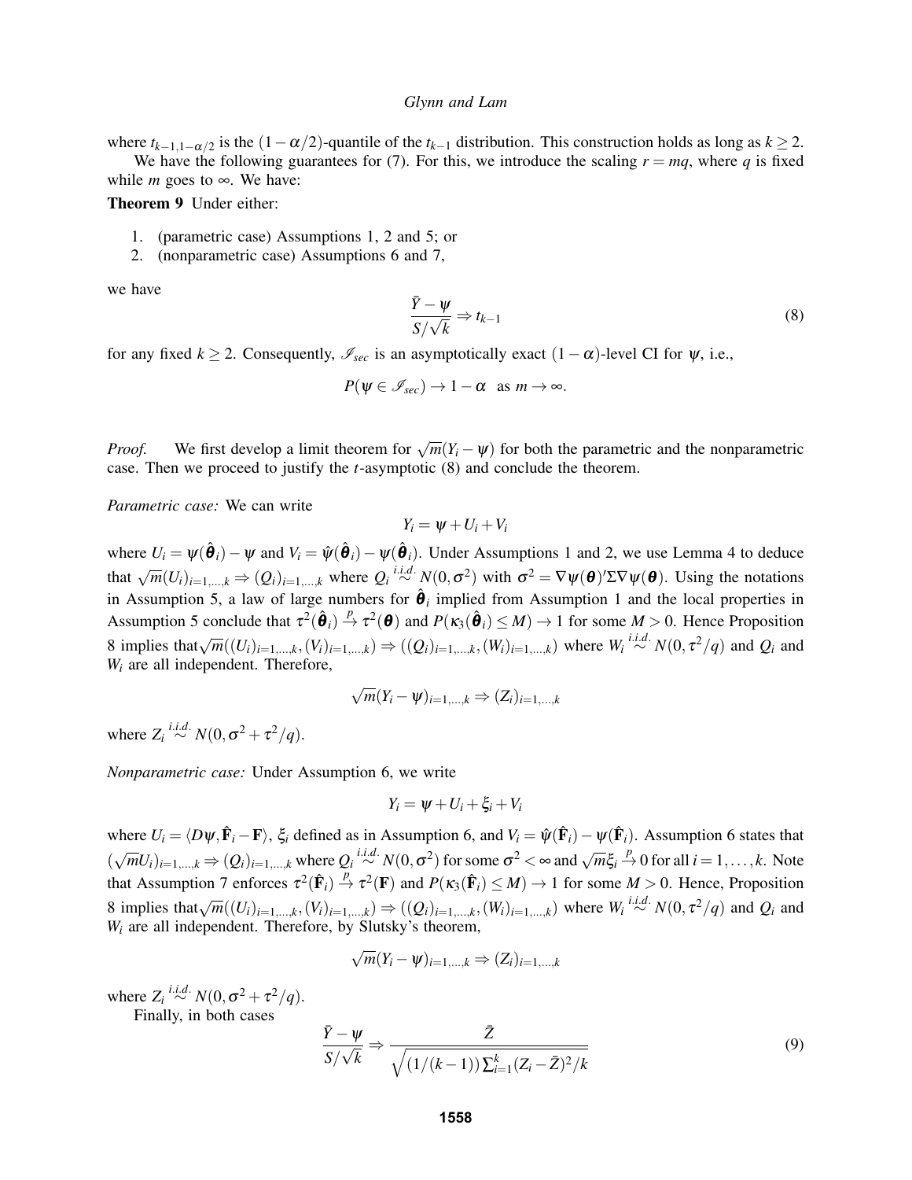where $t_{k-1,1-\alpha/2}$ is the $(1-\alpha/2)$-quantile of the $t_{k-1}$ distribution. This construction holds as long as $k \geq 2$.

We have the following guarantees for (7). For this, we introduce the scaling $r = mq$, where $q$ is fixed while $m$ goes to $\infty$. We have:

**Theorem 9** Under either:

1. (parametric case) Assumptions 1, 2 and 5; or
2. (nonparametric case) Assumptions 6 and 7,

we have

$$\frac{\bar{Y} - \psi}{S/\sqrt{k}} \Rightarrow t_{k-1} \tag{8}$$

for any fixed $k \geq 2$. Consequently, $\mathscr{I}_{sec}$ is an asymptotically exact $(1-\alpha)$-level CI for $\psi$, i.e.,

$$P(\psi \in \mathscr{I}_{sec}) \to 1 - \alpha \quad \text{as } m \to \infty.$$

*Proof.* We first develop a limit theorem for $\sqrt{m}(Y_i - \psi)$ for both the parametric and the nonparametric case. Then we proceed to justify the $t$-asymptotic (8) and conclude the theorem.

*Parametric case:* We can write

$$Y_i = \psi + U_i + V_i$$

where $U_i = \psi(\hat{\boldsymbol{\theta}}_i) - \psi$ and $V_i = \hat{\psi}(\hat{\boldsymbol{\theta}}_i) - \psi(\hat{\boldsymbol{\theta}}_i)$. Under Assumptions 1 and 2, we use Lemma 4 to deduce that $\sqrt{m}(U_i)_{i=1,\ldots,k} \Rightarrow (Q_i)_{i=1,\ldots,k}$ where $Q_i \overset{i.i.d.}{\sim} N(0, \sigma^2)$ with $\sigma^2 = \nabla\psi(\boldsymbol{\theta})'\Sigma\nabla\psi(\boldsymbol{\theta})$. Using the notations in Assumption 5, a law of large numbers for $\hat{\boldsymbol{\theta}}_i$ implied from Assumption 1 and the local properties in Assumption 5 conclude that $\tau^2(\hat{\boldsymbol{\theta}}_i) \overset{p}{\to} \tau^2(\boldsymbol{\theta})$ and $P(\kappa_3(\hat{\boldsymbol{\theta}}_i) \leq M) \to 1$ for some $M > 0$. Hence Proposition 8 implies that $\sqrt{m}((U_i)_{i=1,\ldots,k}, (V_i)_{i=1,\ldots,k}) \Rightarrow ((Q_i)_{i=1,\ldots,k}, (W_i)_{i=1,\ldots,k})$ where $W_i \overset{i.i.d.}{\sim} N(0, \tau^2/q)$ and $Q_i$ and $W_i$ are all independent. Therefore,

$$\sqrt{m}(Y_i - \psi)_{i=1,\ldots,k} \Rightarrow (Z_i)_{i=1,\ldots,k}$$

where $Z_i \overset{i.i.d.}{\sim} N(0, \sigma^2 + \tau^2/q)$.

*Nonparametric case:* Under Assumption 6, we write

$$Y_i = \psi + U_i + \xi_i + V_i$$

where $U_i = \langle D\psi, \hat{\mathbf{F}}_i - \mathbf{F} \rangle$, $\xi_i$ defined as in Assumption 6, and $V_i = \hat{\psi}(\hat{\mathbf{F}}_i) - \psi(\hat{\mathbf{F}}_i)$. Assumption 6 states that $(\sqrt{m}U_i)_{i=1,\ldots,k} \Rightarrow (Q_i)_{i=1,\ldots,k}$ where $Q_i \overset{i.i.d.}{\sim} N(0, \sigma^2)$ for some $\sigma^2 < \infty$ and $\sqrt{m}\xi_i \overset{p}{\to} 0$ for all $i = 1, \ldots, k$. Note that Assumption 7 enforces $\tau^2(\hat{\mathbf{F}}_i) \overset{p}{\to} \tau^2(\mathbf{F})$ and $P(\kappa_3(\hat{\mathbf{F}}_i) \leq M) \to 1$ for some $M > 0$. Hence, Proposition 8 implies that $\sqrt{m}((U_i)_{i=1,\ldots,k}, (V_i)_{i=1,\ldots,k}) \Rightarrow ((Q_i)_{i=1,\ldots,k}, (W_i)_{i=1,\ldots,k})$ where $W_i \overset{i.i.d.}{\sim} N(0, \tau^2/q)$ and $Q_i$ and $W_i$ are all independent. Therefore, by Slutsky's theorem,

$$\sqrt{m}(Y_i - \psi)_{i=1,\ldots,k} \Rightarrow (Z_i)_{i=1,\ldots,k}$$

where $Z_i \overset{i.i.d.}{\sim} N(0, \sigma^2 + \tau^2/q)$.

Finally, in both cases

$$\frac{\bar{Y} - \psi}{S/\sqrt{k}} \Rightarrow \frac{\bar{Z}}{\sqrt{(1/(k-1))\sum_{i=1}^{k}(Z_i - \bar{Z})^2/k}} \tag{9}$$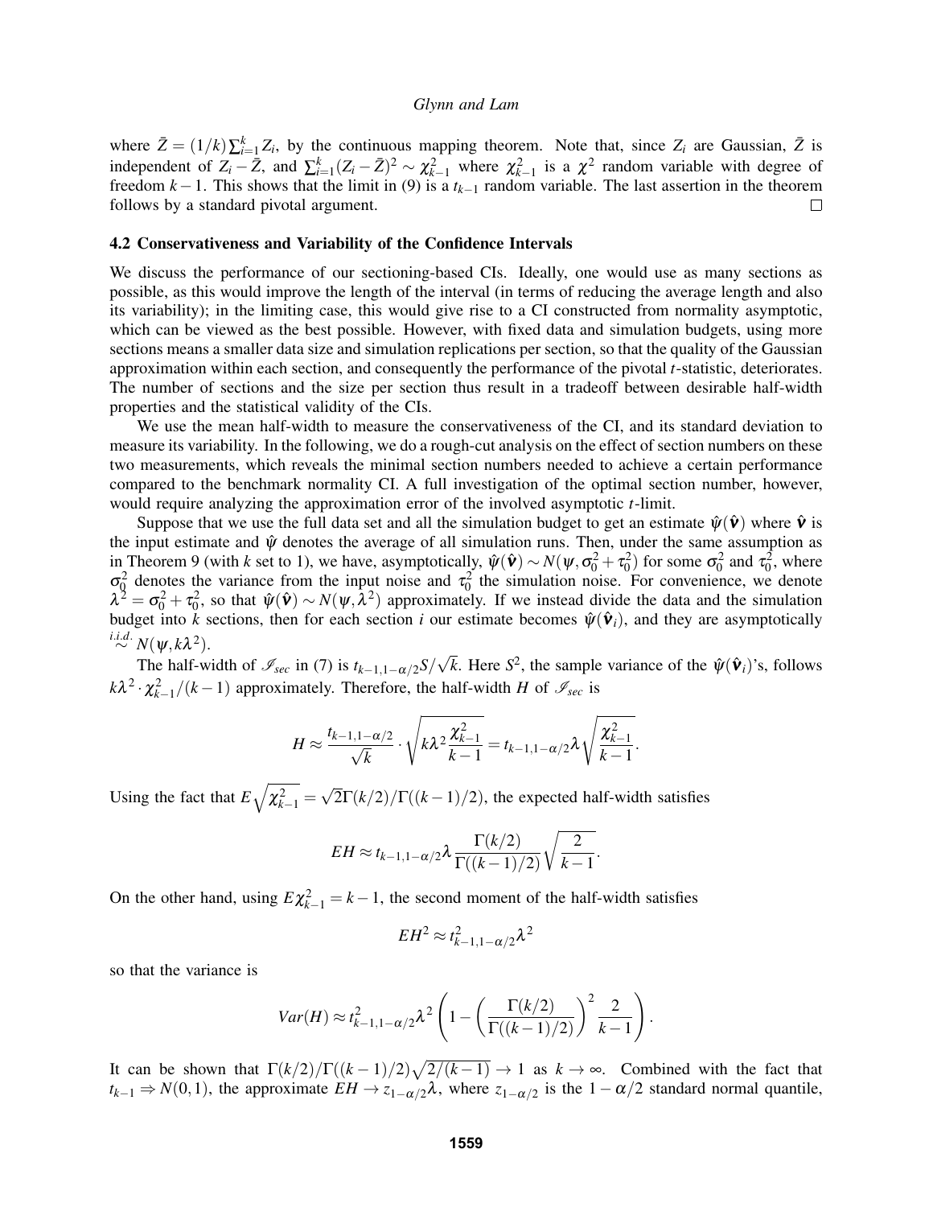where $\bar{Z} = (1/k)\sum_{i=1}^{k} Z_i$, by the continuous mapping theorem. Note that, since $Z_i$ are Gaussian, $\bar{Z}$ is independent of $Z_i - \bar{Z}$, and $\sum_{i=1}^{k}(Z_i - \bar{Z})^2 \sim \chi^2_{k-1}$ where $\chi^2_{k-1}$ is a $\chi^2$ random variable with degree of freedom $k-1$. This shows that the limit in (9) is a $t_{k-1}$ random variable. The last assertion in the theorem follows by a standard pivotal argument. $\square$

### 4.2 Conservativeness and Variability of the Confidence Intervals

We discuss the performance of our sectioning-based CIs. Ideally, one would use as many sections as possible, as this would improve the length of the interval (in terms of reducing the average length and also its variability); in the limiting case, this would give rise to a CI constructed from normality asymptotic, which can be viewed as the best possible. However, with fixed data and simulation budgets, using more sections means a smaller data size and simulation replications per section, so that the quality of the Gaussian approximation within each section, and consequently the performance of the pivotal $t$-statistic, deteriorates. The number of sections and the size per section thus result in a tradeoff between desirable half-width properties and the statistical validity of the CIs.

We use the mean half-width to measure the conservativeness of the CI, and its standard deviation to measure its variability. In the following, we do a rough-cut analysis on the effect of section numbers on these two measurements, which reveals the minimal section numbers needed to achieve a certain performance compared to the benchmark normality CI. A full investigation of the optimal section number, however, would require analyzing the approximation error of the involved asymptotic $t$-limit.

Suppose that we use the full data set and all the simulation budget to get an estimate $\hat{\psi}(\hat{\boldsymbol{\nu}})$ where $\hat{\boldsymbol{\nu}}$ is the input estimate and $\hat{\psi}$ denotes the average of all simulation runs. Then, under the same assumption as in Theorem 9 (with $k$ set to 1), we have, asymptotically, $\hat{\psi}(\hat{\boldsymbol{\nu}}) \sim N(\psi, \sigma_0^2 + \tau_0^2)$ for some $\sigma_0^2$ and $\tau_0^2$, where $\sigma_0^2$ denotes the variance from the input noise and $\tau_0^2$ the simulation noise. For convenience, we denote $\lambda^2 = \sigma_0^2 + \tau_0^2$, so that $\hat{\psi}(\hat{\boldsymbol{\nu}}) \sim N(\psi, \lambda^2)$ approximately. If we instead divide the data and the simulation budget into $k$ sections, then for each section $i$ our estimate becomes $\hat{\psi}(\hat{\boldsymbol{\nu}}_i)$, and they are asymptotically $\stackrel{i.i.d.}{\sim} N(\psi, k\lambda^2)$.

The half-width of $\mathscr{I}_{sec}$ in (7) is $t_{k-1,1-\alpha/2}S/\sqrt{k}$. Here $S^2$, the sample variance of the $\hat{\psi}(\hat{\boldsymbol{\nu}}_i)$'s, follows $k\lambda^2 \cdot \chi^2_{k-1}/(k-1)$ approximately. Therefore, the half-width $H$ of $\mathscr{I}_{sec}$ is

$$H \approx \frac{t_{k-1,1-\alpha/2}}{\sqrt{k}} \cdot \sqrt{k\lambda^2 \frac{\chi^2_{k-1}}{k-1}} = t_{k-1,1-\alpha/2}\lambda \sqrt{\frac{\chi^2_{k-1}}{k-1}}.$$

Using the fact that $E\sqrt{\chi^2_{k-1}} = \sqrt{2}\Gamma(k/2)/\Gamma((k-1)/2)$, the expected half-width satisfies

$$EH \approx t_{k-1,1-\alpha/2}\lambda \frac{\Gamma(k/2)}{\Gamma((k-1)/2)} \sqrt{\frac{2}{k-1}}.$$

On the other hand, using $E\chi^2_{k-1} = k-1$, the second moment of the half-width satisfies

$$EH^2 \approx t^2_{k-1,1-\alpha/2}\lambda^2$$

so that the variance is

$$Var(H) \approx t^2_{k-1,1-\alpha/2}\lambda^2 \left(1 - \left(\frac{\Gamma(k/2)}{\Gamma((k-1)/2)}\right)^2 \frac{2}{k-1}\right).$$

It can be shown that $\Gamma(k/2)/\Gamma((k-1)/2)\sqrt{2/(k-1)} \to 1$ as $k \to \infty$. Combined with the fact that $t_{k-1} \Rightarrow N(0,1)$, the approximate $EH \to z_{1-\alpha/2}\lambda$, where $z_{1-\alpha/2}$ is the $1-\alpha/2$ standard normal quantile,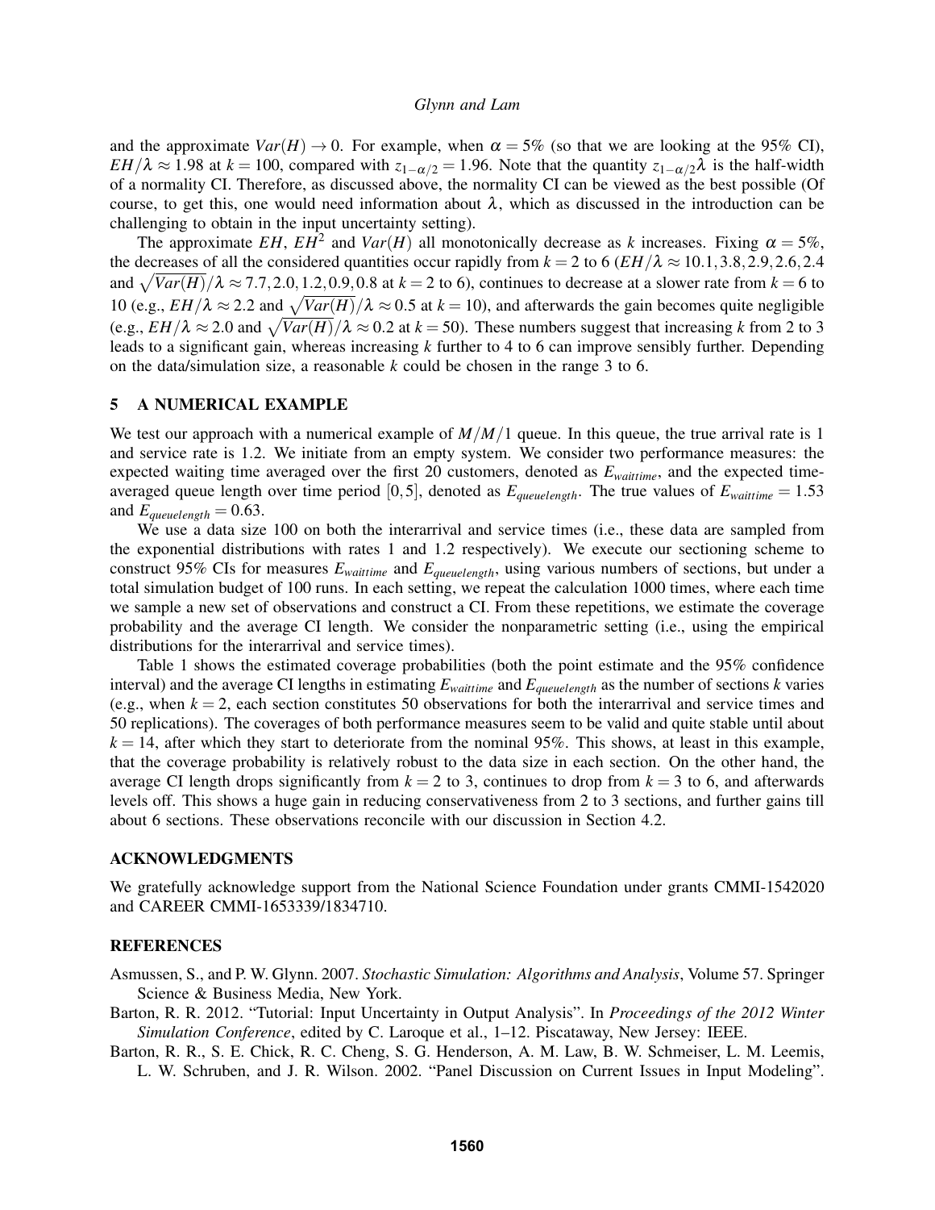and the approximate $Var(H) \to 0$. For example, when $\alpha = 5\%$ (so that we are looking at the 95% CI), $EH/\lambda \approx 1.98$ at $k = 100$, compared with $z_{1-\alpha/2} = 1.96$. Note that the quantity $z_{1-\alpha/2}\lambda$ is the half-width of a normality CI. Therefore, as discussed above, the normality CI can be viewed as the best possible (Of course, to get this, one would need information about $\lambda$, which as discussed in the introduction can be challenging to obtain in the input uncertainty setting).

The approximate $EH$, $EH^2$ and $Var(H)$ all monotonically decrease as $k$ increases. Fixing $\alpha = 5\%$, the decreases of all the considered quantities occur rapidly from $k = 2$ to 6 ($EH/\lambda \approx 10.1, 3.8, 2.9, 2.6, 2.4$ and $\sqrt{Var(H)}/\lambda \approx 7.7, 2.0, 1.2, 0.9, 0.8$ at $k = 2$ to 6), continues to decrease at a slower rate from $k = 6$ to 10 (e.g., $EH/\lambda \approx 2.2$ and $\sqrt{Var(H)}/\lambda \approx 0.5$ at $k = 10$), and afterwards the gain becomes quite negligible (e.g., $EH/\lambda \approx 2.0$ and $\sqrt{Var(H)}/\lambda \approx 0.2$ at $k = 50$). These numbers suggest that increasing $k$ from 2 to 3 leads to a significant gain, whereas increasing $k$ further to 4 to 6 can improve sensibly further. Depending on the data/simulation size, a reasonable $k$ could be chosen in the range 3 to 6.

## 5 A NUMERICAL EXAMPLE

We test our approach with a numerical example of $M/M/1$ queue. In this queue, the true arrival rate is 1 and service rate is 1.2. We initiate from an empty system. We consider two performance measures: the expected waiting time averaged over the first 20 customers, denoted as $E_{waittime}$, and the expected time-averaged queue length over time period $[0,5]$, denoted as $E_{queuelength}$. The true values of $E_{waittime} = 1.53$ and $E_{queuelength} = 0.63$.

We use a data size 100 on both the interarrival and service times (i.e., these data are sampled from the exponential distributions with rates 1 and 1.2 respectively). We execute our sectioning scheme to construct 95% CIs for measures $E_{waittime}$ and $E_{queuelength}$, using various numbers of sections, but under a total simulation budget of 100 runs. In each setting, we repeat the calculation 1000 times, where each time we sample a new set of observations and construct a CI. From these repetitions, we estimate the coverage probability and the average CI length. We consider the nonparametric setting (i.e., using the empirical distributions for the interarrival and service times).

Table 1 shows the estimated coverage probabilities (both the point estimate and the 95% confidence interval) and the average CI lengths in estimating $E_{waittime}$ and $E_{queuelength}$ as the number of sections $k$ varies (e.g., when $k = 2$, each section constitutes 50 observations for both the interarrival and service times and 50 replications). The coverages of both performance measures seem to be valid and quite stable until about $k = 14$, after which they start to deteriorate from the nominal 95%. This shows, at least in this example, that the coverage probability is relatively robust to the data size in each section. On the other hand, the average CI length drops significantly from $k = 2$ to 3, continues to drop from $k = 3$ to 6, and afterwards levels off. This shows a huge gain in reducing conservativeness from 2 to 3 sections, and further gains till about 6 sections. These observations reconcile with our discussion in Section 4.2.

## ACKNOWLEDGMENTS

We gratefully acknowledge support from the National Science Foundation under grants CMMI-1542020 and CAREER CMMI-1653339/1834710.

## REFERENCES

Asmussen, S., and P. W. Glynn. 2007. *Stochastic Simulation: Algorithms and Analysis*, Volume 57. Springer Science & Business Media, New York.

Barton, R. R. 2012. "Tutorial: Input Uncertainty in Output Analysis". In *Proceedings of the 2012 Winter Simulation Conference*, edited by C. Laroque et al., 1–12. Piscataway, New Jersey: IEEE.

Barton, R. R., S. E. Chick, R. C. Cheng, S. G. Henderson, A. M. Law, B. W. Schmeiser, L. M. Leemis, L. W. Schruben, and J. R. Wilson. 2002. "Panel Discussion on Current Issues in Input Modeling".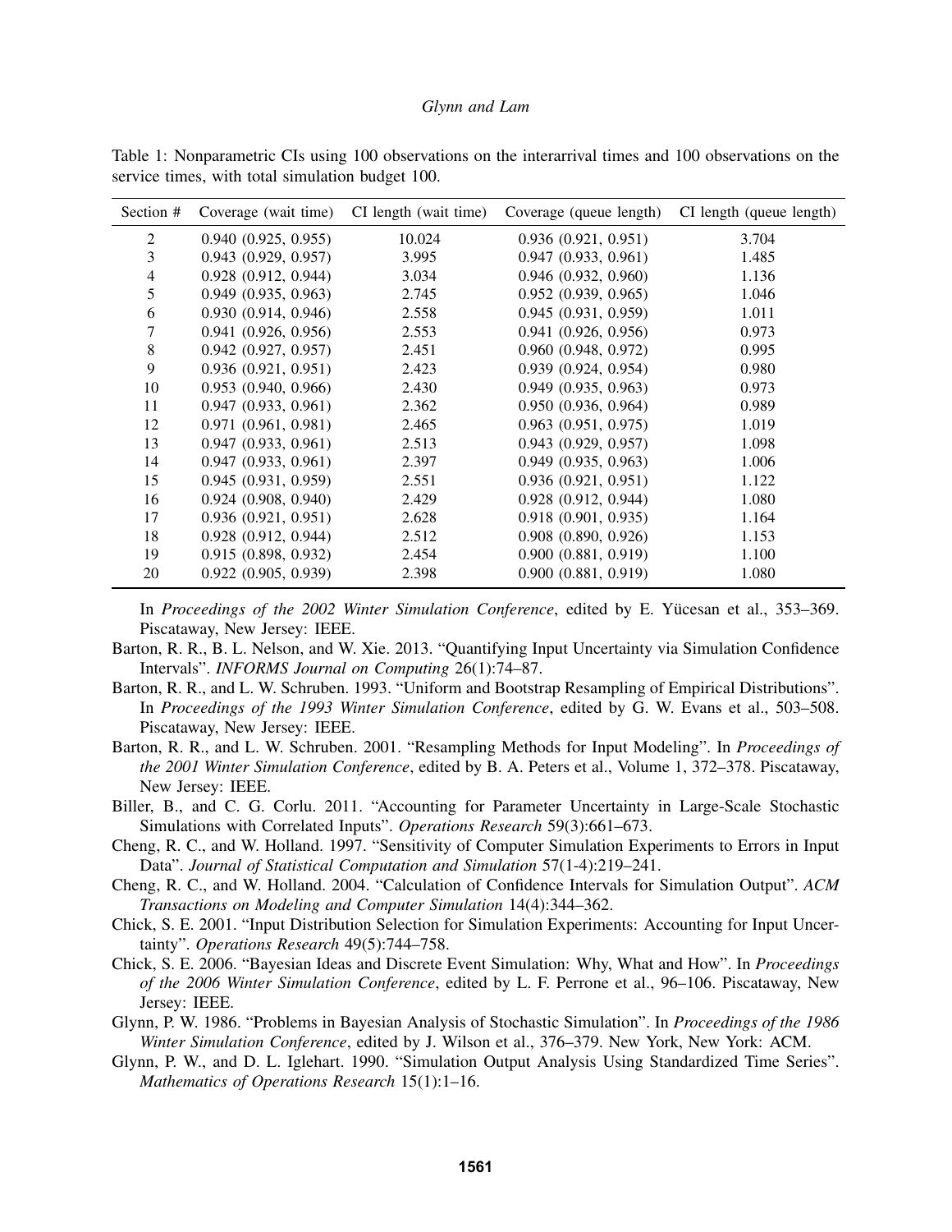Table 1: Nonparametric CIs using 100 observations on the interarrival times and 100 observations on the service times, with total simulation budget 100.

| Section # | Coverage (wait time) | CI length (wait time) | Coverage (queue length) | CI length (queue length) |
|---|---|---|---|---|
| 2 | 0.940 (0.925, 0.955) | 10.024 | 0.936 (0.921, 0.951) | 3.704 |
| 3 | 0.943 (0.929, 0.957) | 3.995 | 0.947 (0.933, 0.961) | 1.485 |
| 4 | 0.928 (0.912, 0.944) | 3.034 | 0.946 (0.932, 0.960) | 1.136 |
| 5 | 0.949 (0.935, 0.963) | 2.745 | 0.952 (0.939, 0.965) | 1.046 |
| 6 | 0.930 (0.914, 0.946) | 2.558 | 0.945 (0.931, 0.959) | 1.011 |
| 7 | 0.941 (0.926, 0.956) | 2.553 | 0.941 (0.926, 0.956) | 0.973 |
| 8 | 0.942 (0.927, 0.957) | 2.451 | 0.960 (0.948, 0.972) | 0.995 |
| 9 | 0.936 (0.921, 0.951) | 2.423 | 0.939 (0.924, 0.954) | 0.980 |
| 10 | 0.953 (0.940, 0.966) | 2.430 | 0.949 (0.935, 0.963) | 0.973 |
| 11 | 0.947 (0.933, 0.961) | 2.362 | 0.950 (0.936, 0.964) | 0.989 |
| 12 | 0.971 (0.961, 0.981) | 2.465 | 0.963 (0.951, 0.975) | 1.019 |
| 13 | 0.947 (0.933, 0.961) | 2.513 | 0.943 (0.929, 0.957) | 1.098 |
| 14 | 0.947 (0.933, 0.961) | 2.397 | 0.949 (0.935, 0.963) | 1.006 |
| 15 | 0.945 (0.931, 0.959) | 2.551 | 0.936 (0.921, 0.951) | 1.122 |
| 16 | 0.924 (0.908, 0.940) | 2.429 | 0.928 (0.912, 0.944) | 1.080 |
| 17 | 0.936 (0.921, 0.951) | 2.628 | 0.918 (0.901, 0.935) | 1.164 |
| 18 | 0.928 (0.912, 0.944) | 2.512 | 0.908 (0.890, 0.926) | 1.153 |
| 19 | 0.915 (0.898, 0.932) | 2.454 | 0.900 (0.881, 0.919) | 1.100 |
| 20 | 0.922 (0.905, 0.939) | 2.398 | 0.900 (0.881, 0.919) | 1.080 |

In *Proceedings of the 2002 Winter Simulation Conference*, edited by E. Yücesan et al., 353–369. Piscataway, New Jersey: IEEE.

Barton, R. R., B. L. Nelson, and W. Xie. 2013. "Quantifying Input Uncertainty via Simulation Confidence Intervals". *INFORMS Journal on Computing* 26(1):74–87.

Barton, R. R., and L. W. Schruben. 1993. "Uniform and Bootstrap Resampling of Empirical Distributions". In *Proceedings of the 1993 Winter Simulation Conference*, edited by G. W. Evans et al., 503–508. Piscataway, New Jersey: IEEE.

Barton, R. R., and L. W. Schruben. 2001. "Resampling Methods for Input Modeling". In *Proceedings of the 2001 Winter Simulation Conference*, edited by B. A. Peters et al., Volume 1, 372–378. Piscataway, New Jersey: IEEE.

Biller, B., and C. G. Corlu. 2011. "Accounting for Parameter Uncertainty in Large-Scale Stochastic Simulations with Correlated Inputs". *Operations Research* 59(3):661–673.

Cheng, R. C., and W. Holland. 1997. "Sensitivity of Computer Simulation Experiments to Errors in Input Data". *Journal of Statistical Computation and Simulation* 57(1-4):219–241.

Cheng, R. C., and W. Holland. 2004. "Calculation of Confidence Intervals for Simulation Output". *ACM Transactions on Modeling and Computer Simulation* 14(4):344–362.

Chick, S. E. 2001. "Input Distribution Selection for Simulation Experiments: Accounting for Input Uncertainty". *Operations Research* 49(5):744–758.

Chick, S. E. 2006. "Bayesian Ideas and Discrete Event Simulation: Why, What and How". In *Proceedings of the 2006 Winter Simulation Conference*, edited by L. F. Perrone et al., 96–106. Piscataway, New Jersey: IEEE.

Glynn, P. W. 1986. "Problems in Bayesian Analysis of Stochastic Simulation". In *Proceedings of the 1986 Winter Simulation Conference*, edited by J. Wilson et al., 376–379. New York, New York: ACM.

Glynn, P. W., and D. L. Iglehart. 1990. "Simulation Output Analysis Using Standardized Time Series". *Mathematics of Operations Research* 15(1):1–16.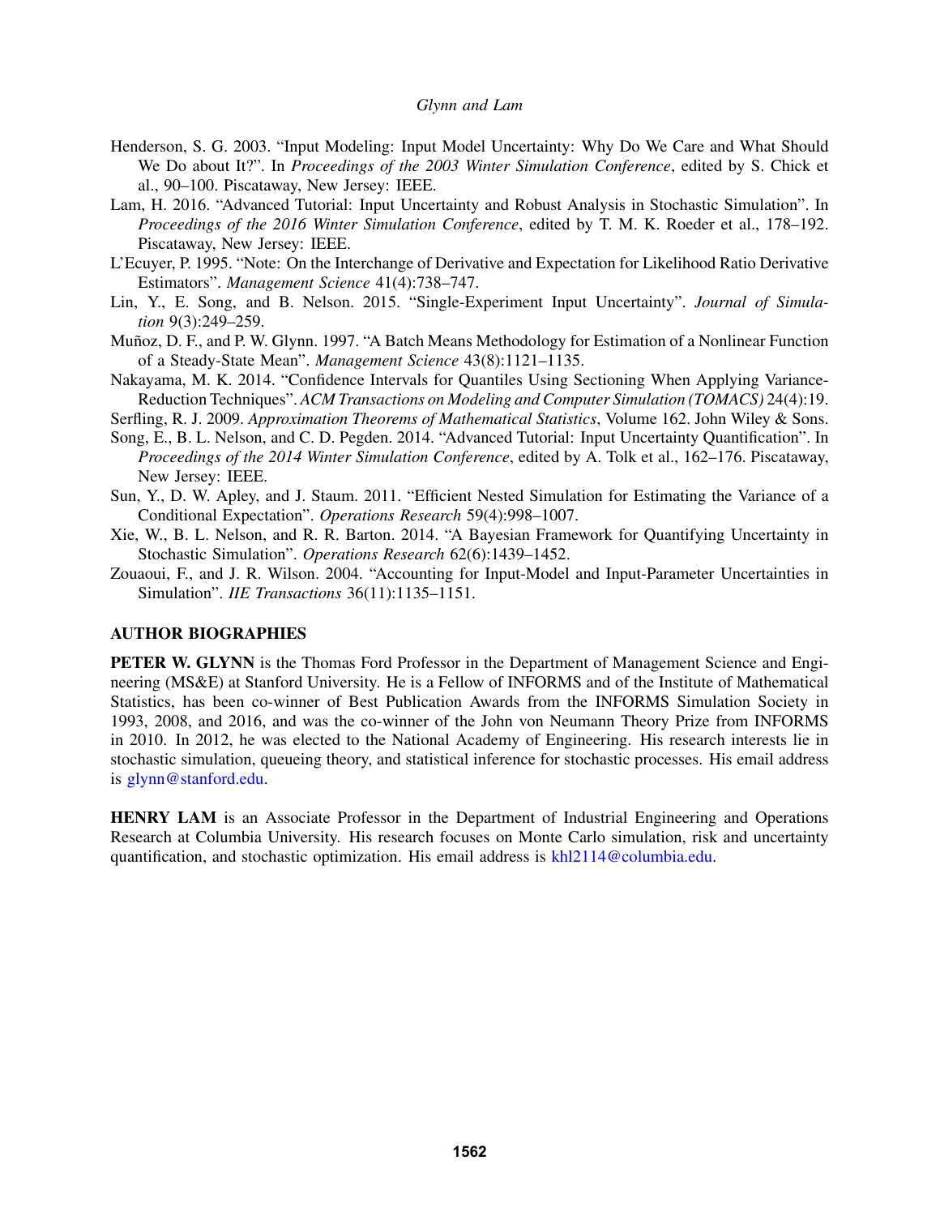Henderson, S. G. 2003. "Input Modeling: Input Model Uncertainty: Why Do We Care and What Should We Do about It?". In *Proceedings of the 2003 Winter Simulation Conference*, edited by S. Chick et al., 90–100. Piscataway, New Jersey: IEEE.

Lam, H. 2016. "Advanced Tutorial: Input Uncertainty and Robust Analysis in Stochastic Simulation". In *Proceedings of the 2016 Winter Simulation Conference*, edited by T. M. K. Roeder et al., 178–192. Piscataway, New Jersey: IEEE.

L'Ecuyer, P. 1995. "Note: On the Interchange of Derivative and Expectation for Likelihood Ratio Derivative Estimators". *Management Science* 41(4):738–747.

Lin, Y., E. Song, and B. Nelson. 2015. "Single-Experiment Input Uncertainty". *Journal of Simulation* 9(3):249–259.

Muñoz, D. F., and P. W. Glynn. 1997. "A Batch Means Methodology for Estimation of a Nonlinear Function of a Steady-State Mean". *Management Science* 43(8):1121–1135.

Nakayama, M. K. 2014. "Confidence Intervals for Quantiles Using Sectioning When Applying Variance-Reduction Techniques". *ACM Transactions on Modeling and Computer Simulation (TOMACS)* 24(4):19.

Serfling, R. J. 2009. *Approximation Theorems of Mathematical Statistics*, Volume 162. John Wiley & Sons.

Song, E., B. L. Nelson, and C. D. Pegden. 2014. "Advanced Tutorial: Input Uncertainty Quantification". In *Proceedings of the 2014 Winter Simulation Conference*, edited by A. Tolk et al., 162–176. Piscataway, New Jersey: IEEE.

Sun, Y., D. W. Apley, and J. Staum. 2011. "Efficient Nested Simulation for Estimating the Variance of a Conditional Expectation". *Operations Research* 59(4):998–1007.

Xie, W., B. L. Nelson, and R. R. Barton. 2014. "A Bayesian Framework for Quantifying Uncertainty in Stochastic Simulation". *Operations Research* 62(6):1439–1452.

Zouaoui, F., and J. R. Wilson. 2004. "Accounting for Input-Model and Input-Parameter Uncertainties in Simulation". *IIE Transactions* 36(11):1135–1151.

## AUTHOR BIOGRAPHIES

**PETER W. GLYNN** is the Thomas Ford Professor in the Department of Management Science and Engineering (MS&E) at Stanford University. He is a Fellow of INFORMS and of the Institute of Mathematical Statistics, has been co-winner of Best Publication Awards from the INFORMS Simulation Society in 1993, 2008, and 2016, and was the co-winner of the John von Neumann Theory Prize from INFORMS in 2010. In 2012, he was elected to the National Academy of Engineering. His research interests lie in stochastic simulation, queueing theory, and statistical inference for stochastic processes. His email address is glynn@stanford.edu.

**HENRY LAM** is an Associate Professor in the Department of Industrial Engineering and Operations Research at Columbia University. His research focuses on Monte Carlo simulation, risk and uncertainty quantification, and stochastic optimization. His email address is khl2114@columbia.edu.